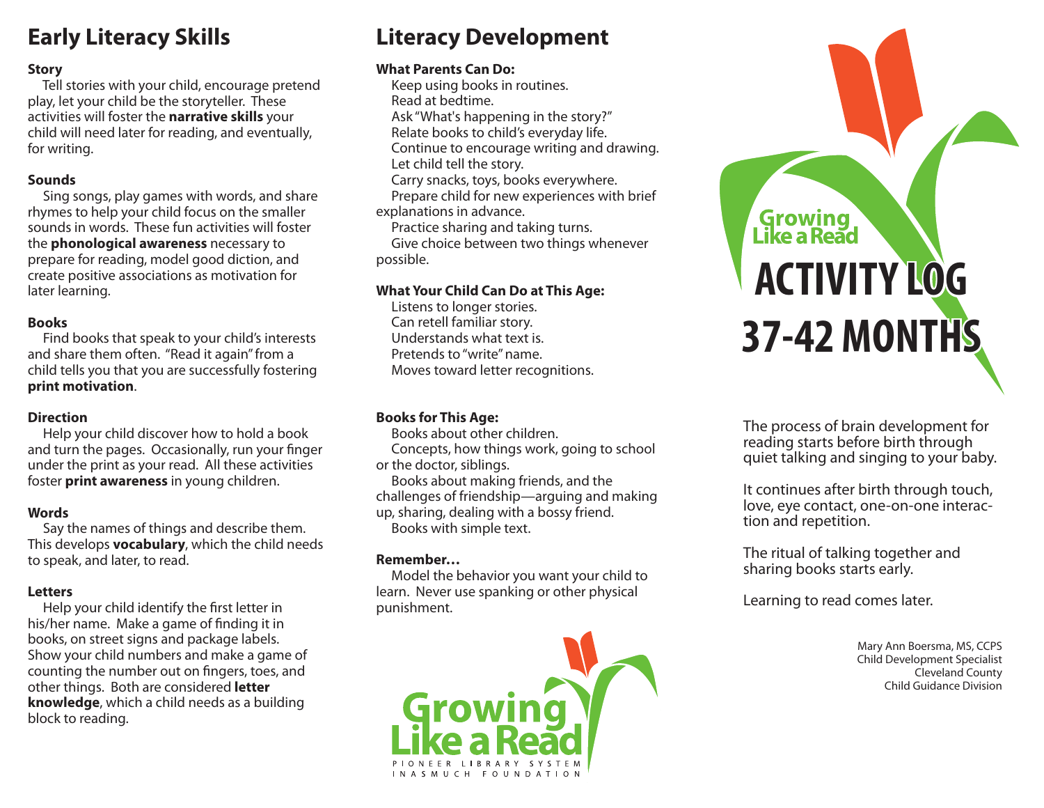# Early Literacy Skills

**Story**

Tell stories with your child, encourage pretend play, let your child be the storyteller. These activities will foster the **narrative skills** your child will need later for reading, and eventually, for writing.

**Sounds**

Sing songs, play games with words, and share rhymes to help your child focus on the smaller sounds in words. These fun activities will foster the **phonological awareness** necessary to prepare for reading, model good diction, and create positive associations as motivation for later learning.

**Books**

Find books that speak to your child's interests and share them often. "Read it again" from a child tells you that you are successfully fostering **print motivation**.

**Direction**

Help your child discover how to hold a book and turn the pages. Occasionally, run your finger under the print as your read. All these activities foster **print awareness** in young children.

**Words**

Say the names of things and describe them. This develops **vocabulary**, which the child needs to speak, and later, to read.

**Letters**

Help your child identify the first letter in his/her name. Make a game of finding it in books, on street signs and package labels. Show your child numbers and make a game of counting the number out on fingers, toes, and other things. Both are considered **letter knowledge**, which a child needs as a building block to reading.

# Literacy Development

**What Parents Can Do:**

Keep using books in routines.
Read at bedtime.
Ask "What's happening in the story?"
Relate books to child's everyday life.
Continue to encourage writing and drawing.
Let child tell the story.
Carry snacks, toys, books everywhere.
Prepare child for new experiences with brief explanations in advance.
Practice sharing and taking turns.
Give choice between two things whenever possible.

**What Your Child Can Do at This Age:**

Listens to longer stories.
Can retell familiar story.
Understands what text is.
Pretends to "write" name.
Moves toward letter recognitions.

**Books for This Age:**

Books about other children.
Concepts, how things work, going to school or the doctor, siblings.
Books about making friends, and the challenges of friendship—arguing and making up, sharing, dealing with a bossy friend.
Books with simple text.

**Remember…**

Model the behavior you want your child to learn. Never use spanking or other physical punishment.

Growing Like a Read
PIONEER LIBRARY SYSTEM
INASMUCH FOUNDATION

Growing Like a Read

# ACTIVITY LOG 37-42 MONTHS

The process of brain development for reading starts before birth through quiet talking and singing to your baby.

It continues after birth through touch, love, eye contact, one-on-one interaction and repetition.

The ritual of talking together and sharing books starts early.

Learning to read comes later.

Mary Ann Boersma, MS, CCPS
Child Development Specialist
Cleveland County
Child Guidance Division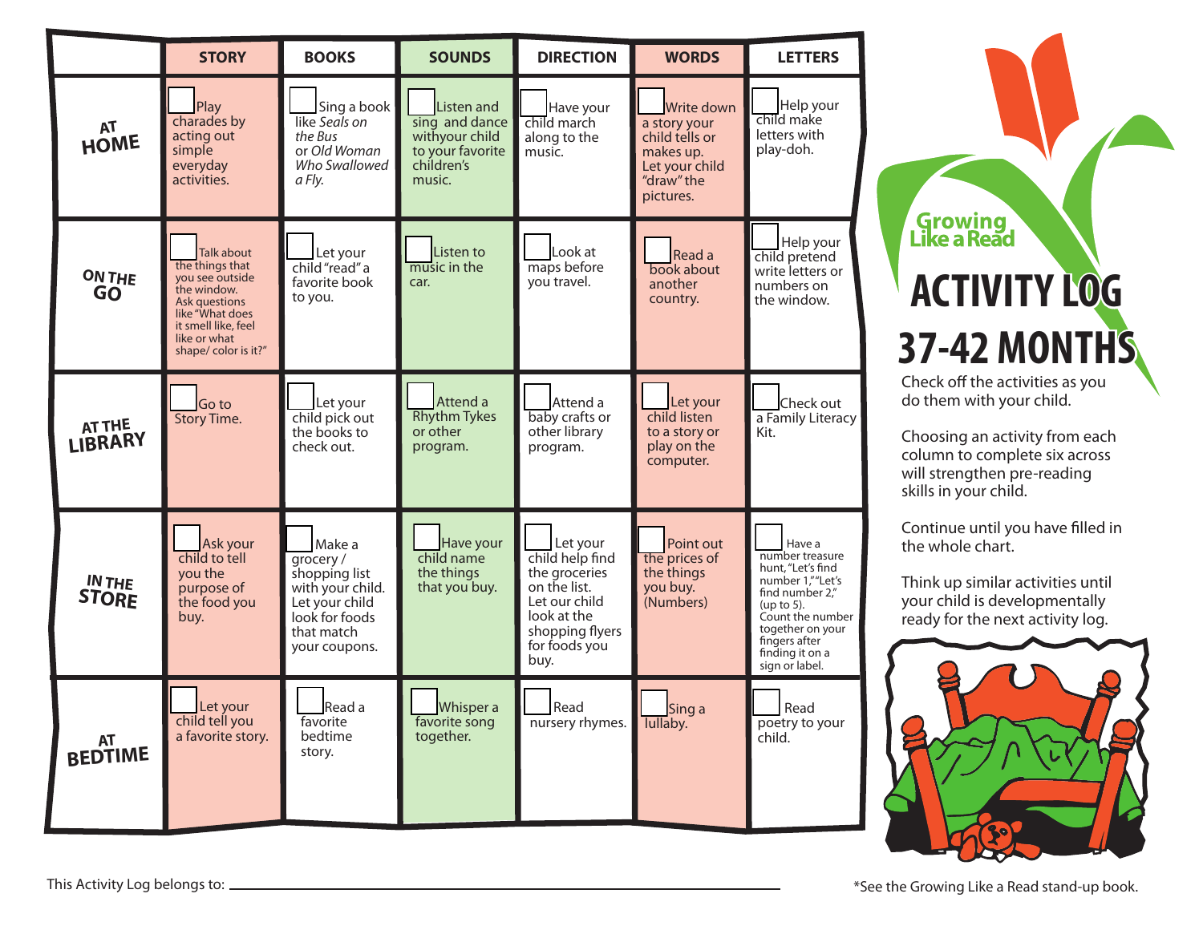Growing Like a Read

# ACTIVITY LOG 37-42 MONTHS

Check off the activities as you do them with your child.

Choosing an activity from each column to complete six across will strengthen pre-reading skills in your child.

Continue until you have filled in the whole chart.

Think up similar activities until your child is developmentally ready for the next activity log.

| | STORY | BOOKS | SOUNDS | DIRECTION | WORDS | LETTERS |
|---|---|---|---|---|---|---|
| AT HOME | ☐ Play charades by acting out simple everyday activities. | ☐ Sing a book like *Seals on the Bus* or *Old Woman Who Swallowed a Fly.* | ☐ Listen and sing and dance withyour child to your favorite children's music. | ☐ Have your child march along to the music. | ☐ Write down a story your child tells or makes up. Let your child "draw" the pictures. | ☐ Help your child make letters with play-doh. |
| ON THE GO | ☐ Talk about the things that you see outside the window. Ask questions like "What does it smell like, feel like or what shape/ color is it?" | ☐ Let your child "read" a favorite book to you. | ☐ Listen to music in the car. | ☐ Look at maps before you travel. | ☐ Read a book about another country. | ☐ Help your child pretend write letters or numbers on the window. |
| AT THE LIBRARY | ☐ Go to Story Time. | ☐ Let your child pick out the books to check out. | ☐ Attend a Rhythm Tykes or other program. | ☐ Attend a baby crafts or other library program. | ☐ Let your child listen to a story or play on the computer. | ☐ Check out a Family Literacy Kit. |
| IN THE STORE | ☐ Ask your child to tell you the purpose of the food you buy. | ☐ Make a grocery / shopping list with your child. Let your child look for foods that match your coupons. | ☐ Have your child name the things that you buy. | ☐ Let your child help find the groceries on the list. Let our child look at the shopping flyers for foods you buy. | ☐ Point out the prices of the things you buy. (Numbers) | ☐ Have a number treasure hunt, "Let's find number 1," "Let's find number 2," (up to 5). Count the number together on your fingers after finding it on a sign or label. |
| AT BEDTIME | ☐ Let your child tell you a favorite story. | ☐ Read a favorite bedtime story. | ☐ Whisper a favorite song together. | ☐ Read nursery rhymes. | ☐ Sing a lullaby. | ☐ Read poetry to your child. |

This Activity Log belongs to: ______________________________

*See the Growing Like a Read stand-up book.